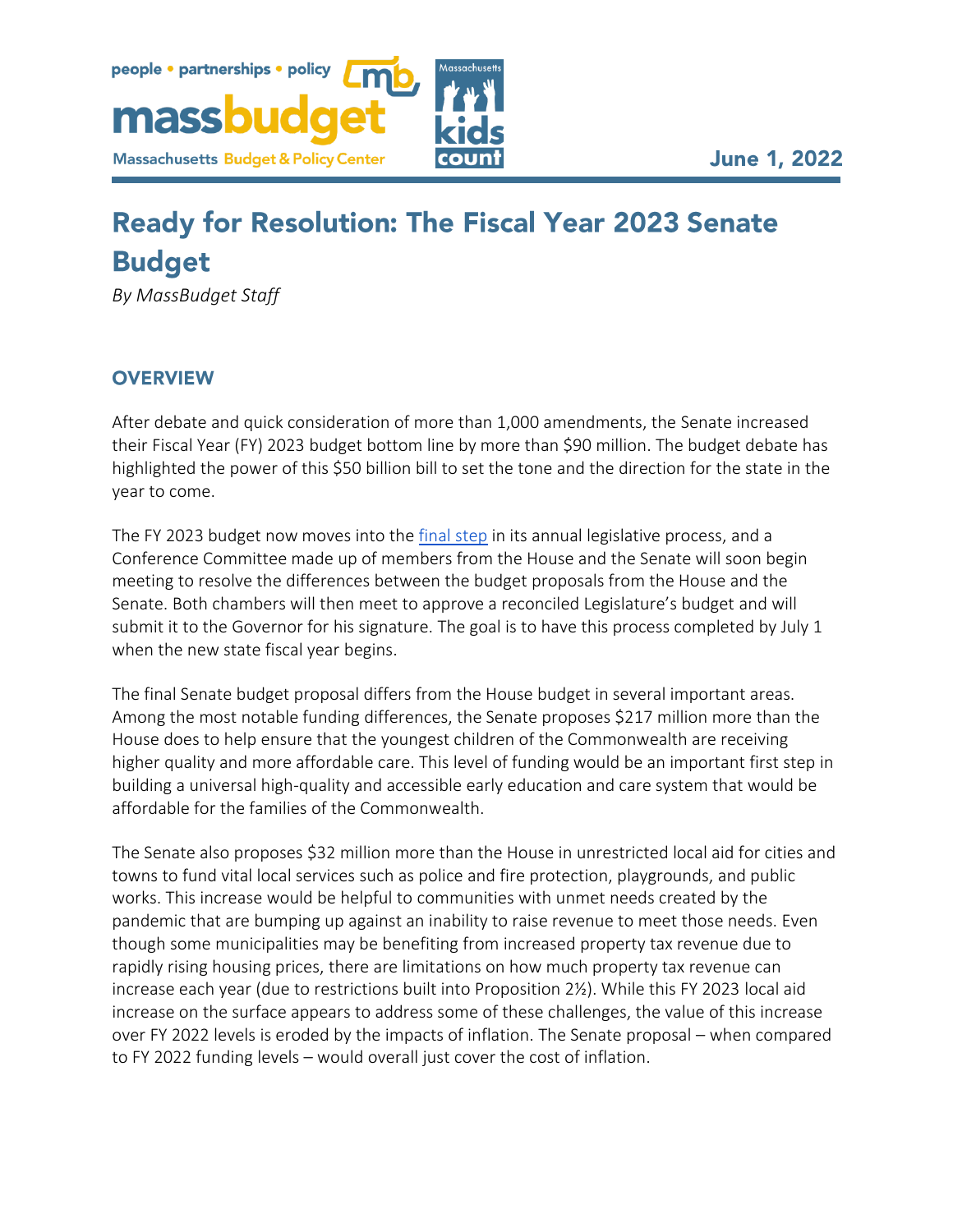June 1, 2022

# Ready for Resolution: The Fiscal Year 2023 Senate Budget

*By MassBudget Staff*

## OVERVIEW

After debate and quick consideration of more than 1,000 amendments, the Senate increased their Fiscal Year (FY) 2023 budget bottom line by more than $90 million. The budget debate has highlighted the power of this $50 billion bill to set the tone and the direction for the state in the year to come.

The FY 2023 budget now moves into the final step in its annual legislative process, and a Conference Committee made up of members from the House and the Senate will soon begin meeting to resolve the differences between the budget proposals from the House and the Senate. Both chambers will then meet to approve a reconciled Legislature's budget and will submit it to the Governor for his signature. The goal is to have this process completed by July 1 when the new state fiscal year begins.

The final Senate budget proposal differs from the House budget in several important areas. Among the most notable funding differences, the Senate proposes $217 million more than the House does to help ensure that the youngest children of the Commonwealth are receiving higher quality and more affordable care. This level of funding would be an important first step in building a universal high-quality and accessible early education and care system that would be affordable for the families of the Commonwealth.

The Senate also proposes $32 million more than the House in unrestricted local aid for cities and towns to fund vital local services such as police and fire protection, playgrounds, and public works. This increase would be helpful to communities with unmet needs created by the pandemic that are bumping up against an inability to raise revenue to meet those needs. Even though some municipalities may be benefiting from increased property tax revenue due to rapidly rising housing prices, there are limitations on how much property tax revenue can increase each year (due to restrictions built into Proposition 2½). While this FY 2023 local aid increase on the surface appears to address some of these challenges, the value of this increase over FY 2022 levels is eroded by the impacts of inflation. The Senate proposal – when compared to FY 2022 funding levels – would overall just cover the cost of inflation.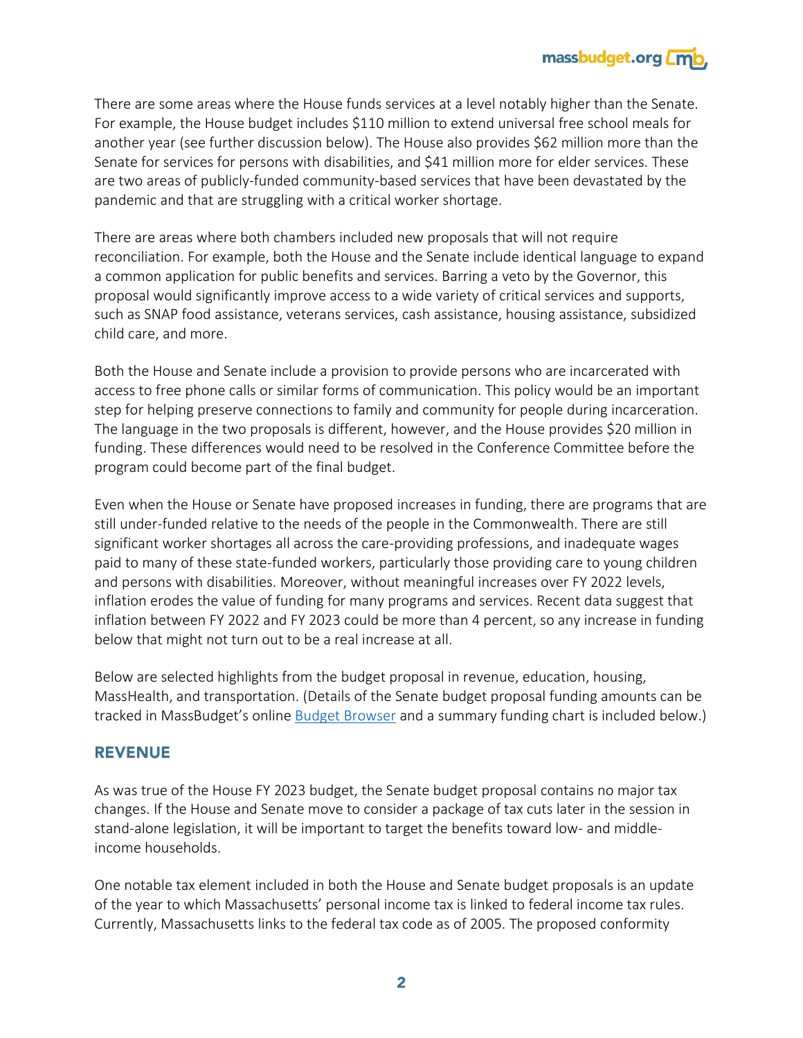There are some areas where the House funds services at a level notably higher than the Senate. For example, the House budget includes $110 million to extend universal free school meals for another year (see further discussion below). The House also provides $62 million more than the Senate for services for persons with disabilities, and $41 million more for elder services. These are two areas of publicly-funded community-based services that have been devastated by the pandemic and that are struggling with a critical worker shortage.

There are areas where both chambers included new proposals that will not require reconciliation. For example, both the House and the Senate include identical language to expand a common application for public benefits and services. Barring a veto by the Governor, this proposal would significantly improve access to a wide variety of critical services and supports, such as SNAP food assistance, veterans services, cash assistance, housing assistance, subsidized child care, and more.

Both the House and Senate include a provision to provide persons who are incarcerated with access to free phone calls or similar forms of communication. This policy would be an important step for helping preserve connections to family and community for people during incarceration. The language in the two proposals is different, however, and the House provides $20 million in funding. These differences would need to be resolved in the Conference Committee before the program could become part of the final budget.

Even when the House or Senate have proposed increases in funding, there are programs that are still under-funded relative to the needs of the people in the Commonwealth. There are still significant worker shortages all across the care-providing professions, and inadequate wages paid to many of these state-funded workers, particularly those providing care to young children and persons with disabilities. Moreover, without meaningful increases over FY 2022 levels, inflation erodes the value of funding for many programs and services. Recent data suggest that inflation between FY 2022 and FY 2023 could be more than 4 percent, so any increase in funding below that might not turn out to be a real increase at all.

Below are selected highlights from the budget proposal in revenue, education, housing, MassHealth, and transportation. (Details of the Senate budget proposal funding amounts can be tracked in MassBudget's online Budget Browser and a summary funding chart is included below.)

## REVENUE

As was true of the House FY 2023 budget, the Senate budget proposal contains no major tax changes. If the House and Senate move to consider a package of tax cuts later in the session in stand-alone legislation, it will be important to target the benefits toward low- and middle-income households.

One notable tax element included in both the House and Senate budget proposals is an update of the year to which Massachusetts' personal income tax is linked to federal income tax rules. Currently, Massachusetts links to the federal tax code as of 2005. The proposed conformity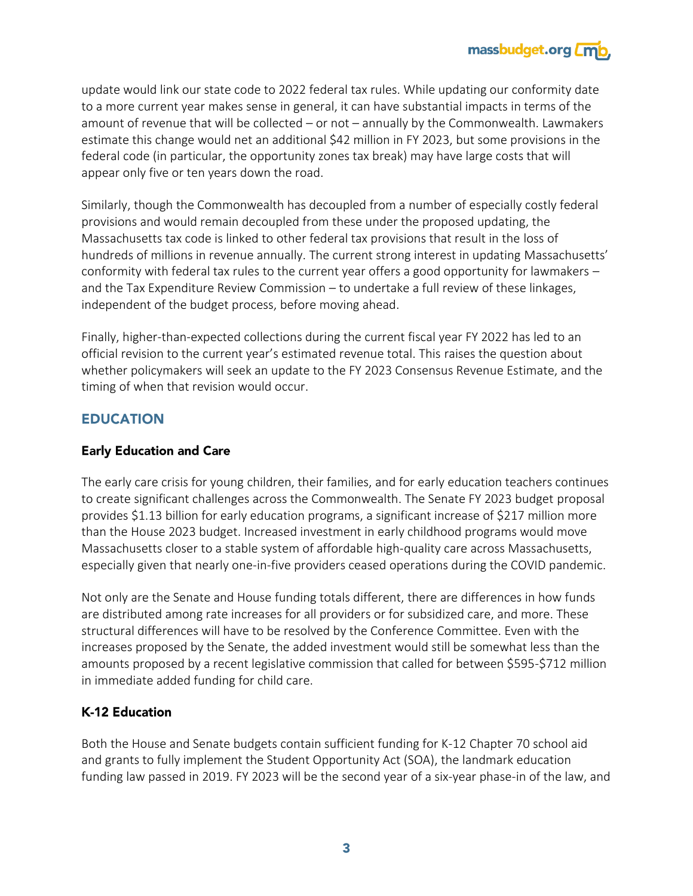update would link our state code to 2022 federal tax rules. While updating our conformity date to a more current year makes sense in general, it can have substantial impacts in terms of the amount of revenue that will be collected – or not – annually by the Commonwealth. Lawmakers estimate this change would net an additional $42 million in FY 2023, but some provisions in the federal code (in particular, the opportunity zones tax break) may have large costs that will appear only five or ten years down the road.

Similarly, though the Commonwealth has decoupled from a number of especially costly federal provisions and would remain decoupled from these under the proposed updating, the Massachusetts tax code is linked to other federal tax provisions that result in the loss of hundreds of millions in revenue annually. The current strong interest in updating Massachusetts' conformity with federal tax rules to the current year offers a good opportunity for lawmakers – and the Tax Expenditure Review Commission – to undertake a full review of these linkages, independent of the budget process, before moving ahead.

Finally, higher-than-expected collections during the current fiscal year FY 2022 has led to an official revision to the current year's estimated revenue total. This raises the question about whether policymakers will seek an update to the FY 2023 Consensus Revenue Estimate, and the timing of when that revision would occur.

## EDUCATION

### Early Education and Care

The early care crisis for young children, their families, and for early education teachers continues to create significant challenges across the Commonwealth. The Senate FY 2023 budget proposal provides $1.13 billion for early education programs, a significant increase of $217 million more than the House 2023 budget. Increased investment in early childhood programs would move Massachusetts closer to a stable system of affordable high-quality care across Massachusetts, especially given that nearly one-in-five providers ceased operations during the COVID pandemic.

Not only are the Senate and House funding totals different, there are differences in how funds are distributed among rate increases for all providers or for subsidized care, and more. These structural differences will have to be resolved by the Conference Committee. Even with the increases proposed by the Senate, the added investment would still be somewhat less than the amounts proposed by a recent legislative commission that called for between $595-$712 million in immediate added funding for child care.

### K-12 Education

Both the House and Senate budgets contain sufficient funding for K-12 Chapter 70 school aid and grants to fully implement the Student Opportunity Act (SOA), the landmark education funding law passed in 2019. FY 2023 will be the second year of a six-year phase-in of the law, and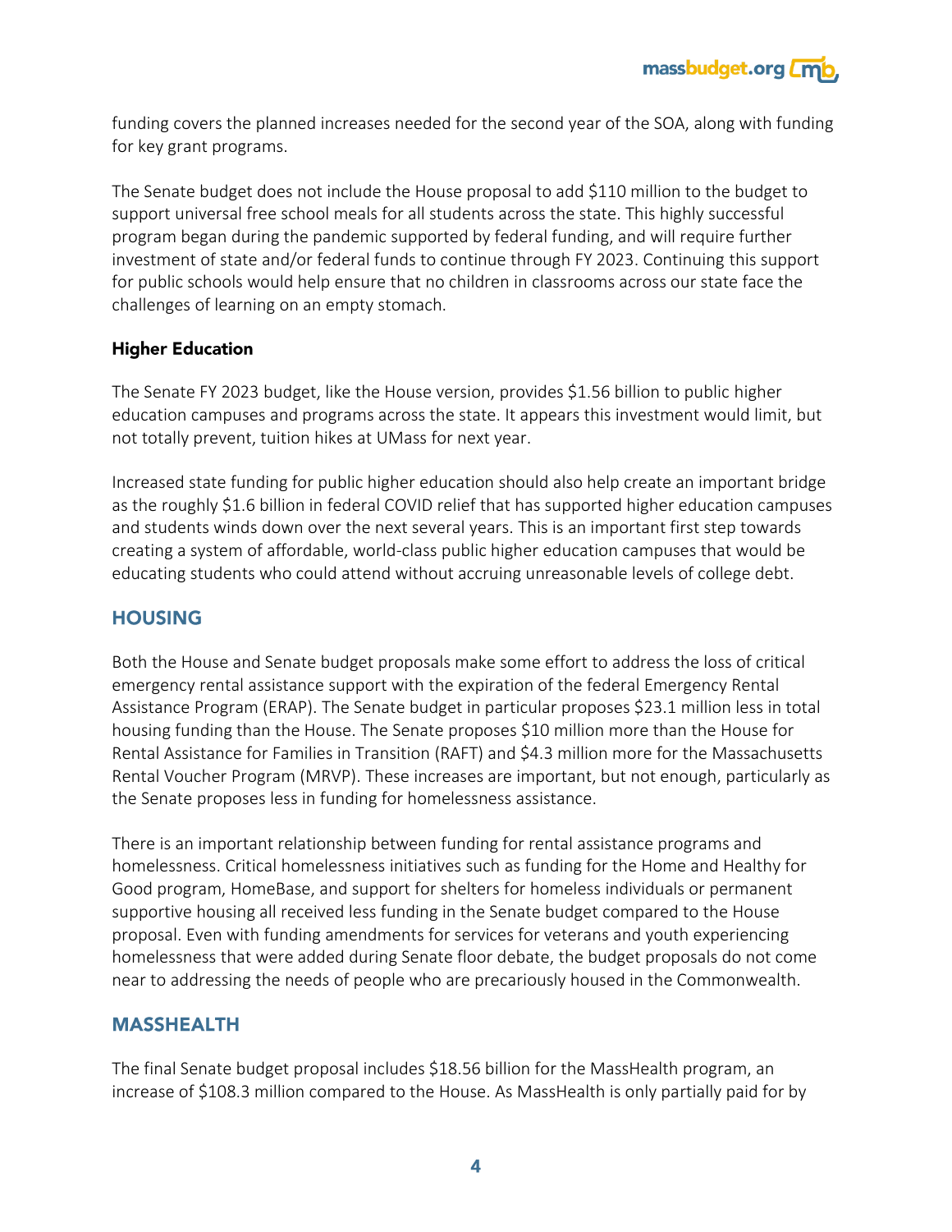funding covers the planned increases needed for the second year of the SOA, along with funding for key grant programs.

The Senate budget does not include the House proposal to add $110 million to the budget to support universal free school meals for all students across the state. This highly successful program began during the pandemic supported by federal funding, and will require further investment of state and/or federal funds to continue through FY 2023. Continuing this support for public schools would help ensure that no children in classrooms across our state face the challenges of learning on an empty stomach.

### Higher Education

The Senate FY 2023 budget, like the House version, provides $1.56 billion to public higher education campuses and programs across the state. It appears this investment would limit, but not totally prevent, tuition hikes at UMass for next year.

Increased state funding for public higher education should also help create an important bridge as the roughly $1.6 billion in federal COVID relief that has supported higher education campuses and students winds down over the next several years. This is an important first step towards creating a system of affordable, world-class public higher education campuses that would be educating students who could attend without accruing unreasonable levels of college debt.

## HOUSING

Both the House and Senate budget proposals make some effort to address the loss of critical emergency rental assistance support with the expiration of the federal Emergency Rental Assistance Program (ERAP). The Senate budget in particular proposes $23.1 million less in total housing funding than the House. The Senate proposes $10 million more than the House for Rental Assistance for Families in Transition (RAFT) and $4.3 million more for the Massachusetts Rental Voucher Program (MRVP). These increases are important, but not enough, particularly as the Senate proposes less in funding for homelessness assistance.

There is an important relationship between funding for rental assistance programs and homelessness. Critical homelessness initiatives such as funding for the Home and Healthy for Good program, HomeBase, and support for shelters for homeless individuals or permanent supportive housing all received less funding in the Senate budget compared to the House proposal. Even with funding amendments for services for veterans and youth experiencing homelessness that were added during Senate floor debate, the budget proposals do not come near to addressing the needs of people who are precariously housed in the Commonwealth.

## MASSHEALTH

The final Senate budget proposal includes $18.56 billion for the MassHealth program, an increase of $108.3 million compared to the House. As MassHealth is only partially paid for by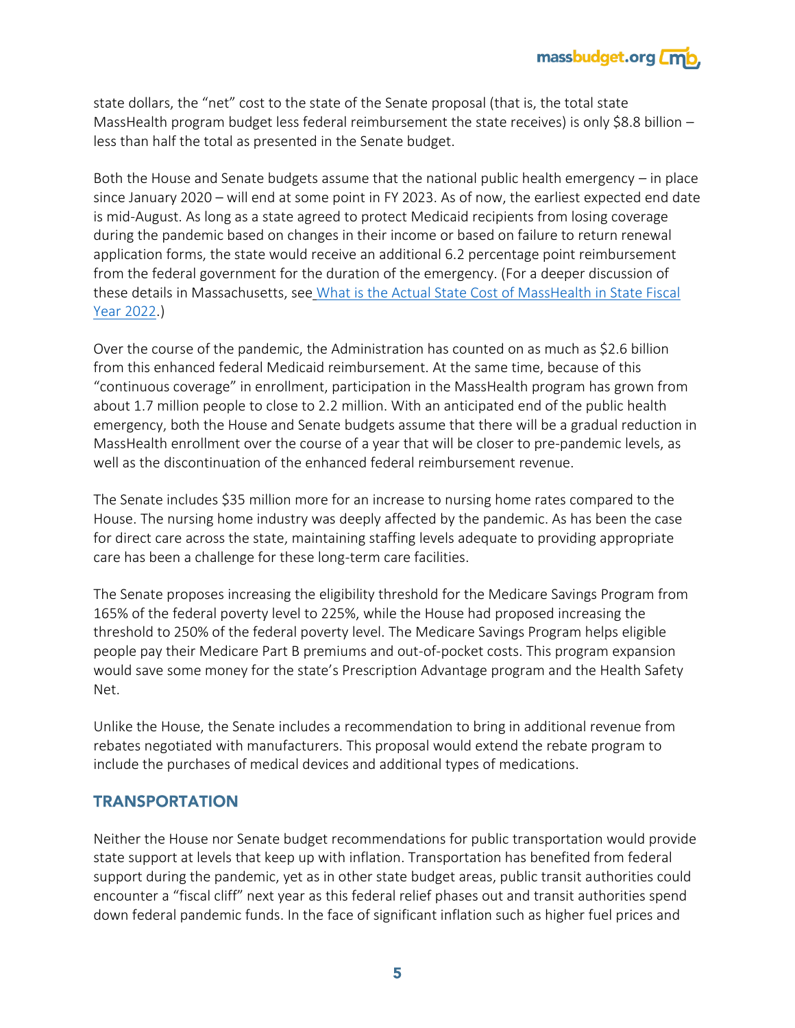state dollars, the "net" cost to the state of the Senate proposal (that is, the total state MassHealth program budget less federal reimbursement the state receives) is only $8.8 billion – less than half the total as presented in the Senate budget.

Both the House and Senate budgets assume that the national public health emergency – in place since January 2020 – will end at some point in FY 2023. As of now, the earliest expected end date is mid-August. As long as a state agreed to protect Medicaid recipients from losing coverage during the pandemic based on changes in their income or based on failure to return renewal application forms, the state would receive an additional 6.2 percentage point reimbursement from the federal government for the duration of the emergency. (For a deeper discussion of these details in Massachusetts, see [What is the Actual State Cost of MassHealth in State Fiscal Year 2022](#).)

Over the course of the pandemic, the Administration has counted on as much as $2.6 billion from this enhanced federal Medicaid reimbursement. At the same time, because of this "continuous coverage" in enrollment, participation in the MassHealth program has grown from about 1.7 million people to close to 2.2 million. With an anticipated end of the public health emergency, both the House and Senate budgets assume that there will be a gradual reduction in MassHealth enrollment over the course of a year that will be closer to pre-pandemic levels, as well as the discontinuation of the enhanced federal reimbursement revenue.

The Senate includes $35 million more for an increase to nursing home rates compared to the House. The nursing home industry was deeply affected by the pandemic. As has been the case for direct care across the state, maintaining staffing levels adequate to providing appropriate care has been a challenge for these long-term care facilities.

The Senate proposes increasing the eligibility threshold for the Medicare Savings Program from 165% of the federal poverty level to 225%, while the House had proposed increasing the threshold to 250% of the federal poverty level. The Medicare Savings Program helps eligible people pay their Medicare Part B premiums and out-of-pocket costs. This program expansion would save some money for the state's Prescription Advantage program and the Health Safety Net.

Unlike the House, the Senate includes a recommendation to bring in additional revenue from rebates negotiated with manufacturers. This proposal would extend the rebate program to include the purchases of medical devices and additional types of medications.

## TRANSPORTATION

Neither the House nor Senate budget recommendations for public transportation would provide state support at levels that keep up with inflation. Transportation has benefited from federal support during the pandemic, yet as in other state budget areas, public transit authorities could encounter a "fiscal cliff" next year as this federal relief phases out and transit authorities spend down federal pandemic funds. In the face of significant inflation such as higher fuel prices and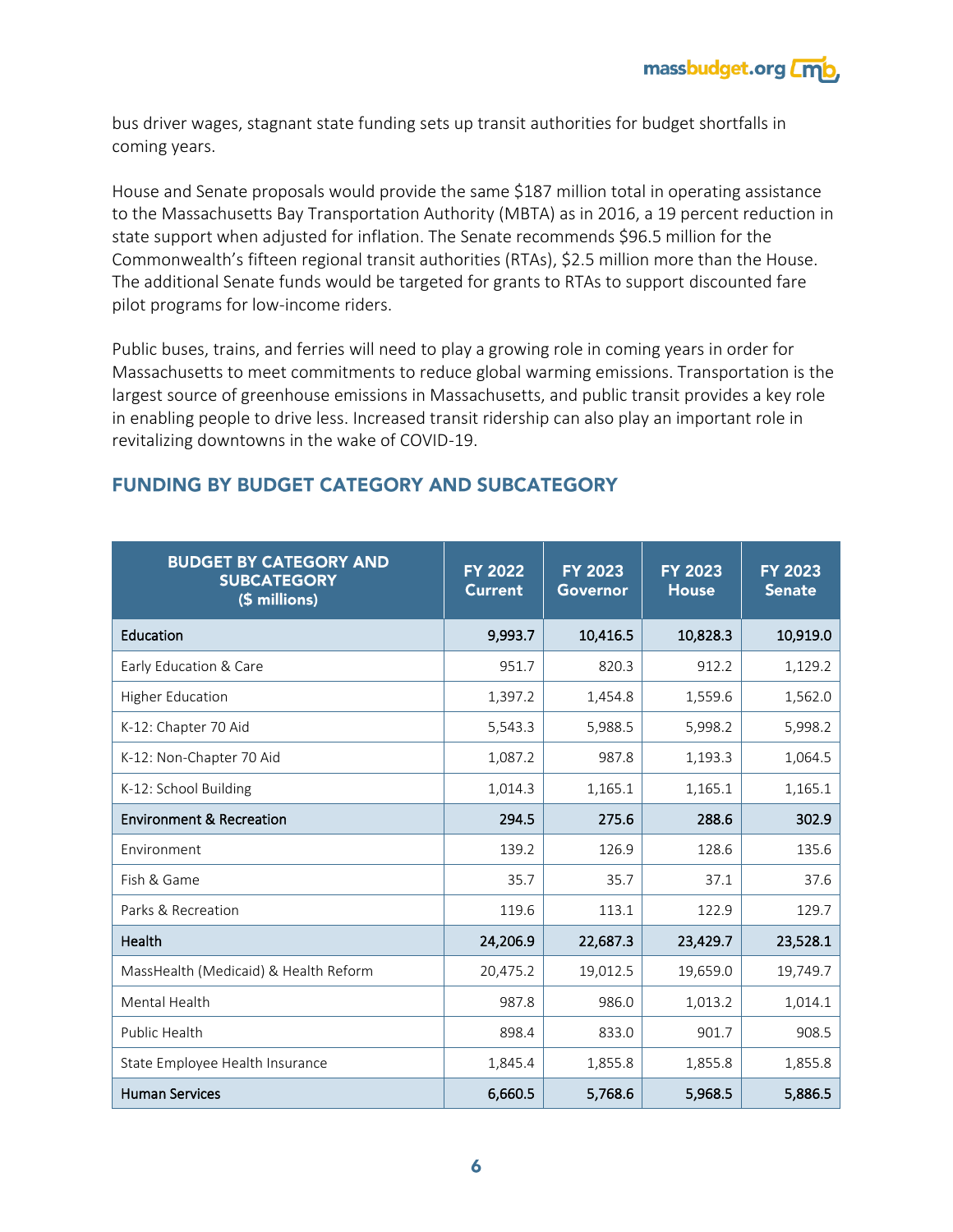bus driver wages, stagnant state funding sets up transit authorities for budget shortfalls in coming years.

House and Senate proposals would provide the same $187 million total in operating assistance to the Massachusetts Bay Transportation Authority (MBTA) as in 2016, a 19 percent reduction in state support when adjusted for inflation. The Senate recommends $96.5 million for the Commonwealth's fifteen regional transit authorities (RTAs), $2.5 million more than the House. The additional Senate funds would be targeted for grants to RTAs to support discounted fare pilot programs for low-income riders.

Public buses, trains, and ferries will need to play a growing role in coming years in order for Massachusetts to meet commitments to reduce global warming emissions. Transportation is the largest source of greenhouse emissions in Massachusetts, and public transit provides a key role in enabling people to drive less. Increased transit ridership can also play an important role in revitalizing downtowns in the wake of COVID-19.

## FUNDING BY BUDGET CATEGORY AND SUBCATEGORY

| BUDGET BY CATEGORY AND SUBCATEGORY ($ millions) | FY 2022 Current | FY 2023 Governor | FY 2023 House | FY 2023 Senate |
|---|---|---|---|---|
| **Education** | **9,993.7** | **10,416.5** | **10,828.3** | **10,919.0** |
| Early Education & Care | 951.7 | 820.3 | 912.2 | 1,129.2 |
| Higher Education | 1,397.2 | 1,454.8 | 1,559.6 | 1,562.0 |
| K-12: Chapter 70 Aid | 5,543.3 | 5,988.5 | 5,998.2 | 5,998.2 |
| K-12: Non-Chapter 70 Aid | 1,087.2 | 987.8 | 1,193.3 | 1,064.5 |
| K-12: School Building | 1,014.3 | 1,165.1 | 1,165.1 | 1,165.1 |
| **Environment & Recreation** | **294.5** | **275.6** | **288.6** | **302.9** |
| Environment | 139.2 | 126.9 | 128.6 | 135.6 |
| Fish & Game | 35.7 | 35.7 | 37.1 | 37.6 |
| Parks & Recreation | 119.6 | 113.1 | 122.9 | 129.7 |
| **Health** | **24,206.9** | **22,687.3** | **23,429.7** | **23,528.1** |
| MassHealth (Medicaid) & Health Reform | 20,475.2 | 19,012.5 | 19,659.0 | 19,749.7 |
| Mental Health | 987.8 | 986.0 | 1,013.2 | 1,014.1 |
| Public Health | 898.4 | 833.0 | 901.7 | 908.5 |
| State Employee Health Insurance | 1,845.4 | 1,855.8 | 1,855.8 | 1,855.8 |
| **Human Services** | **6,660.5** | **5,768.6** | **5,968.5** | **5,886.5** |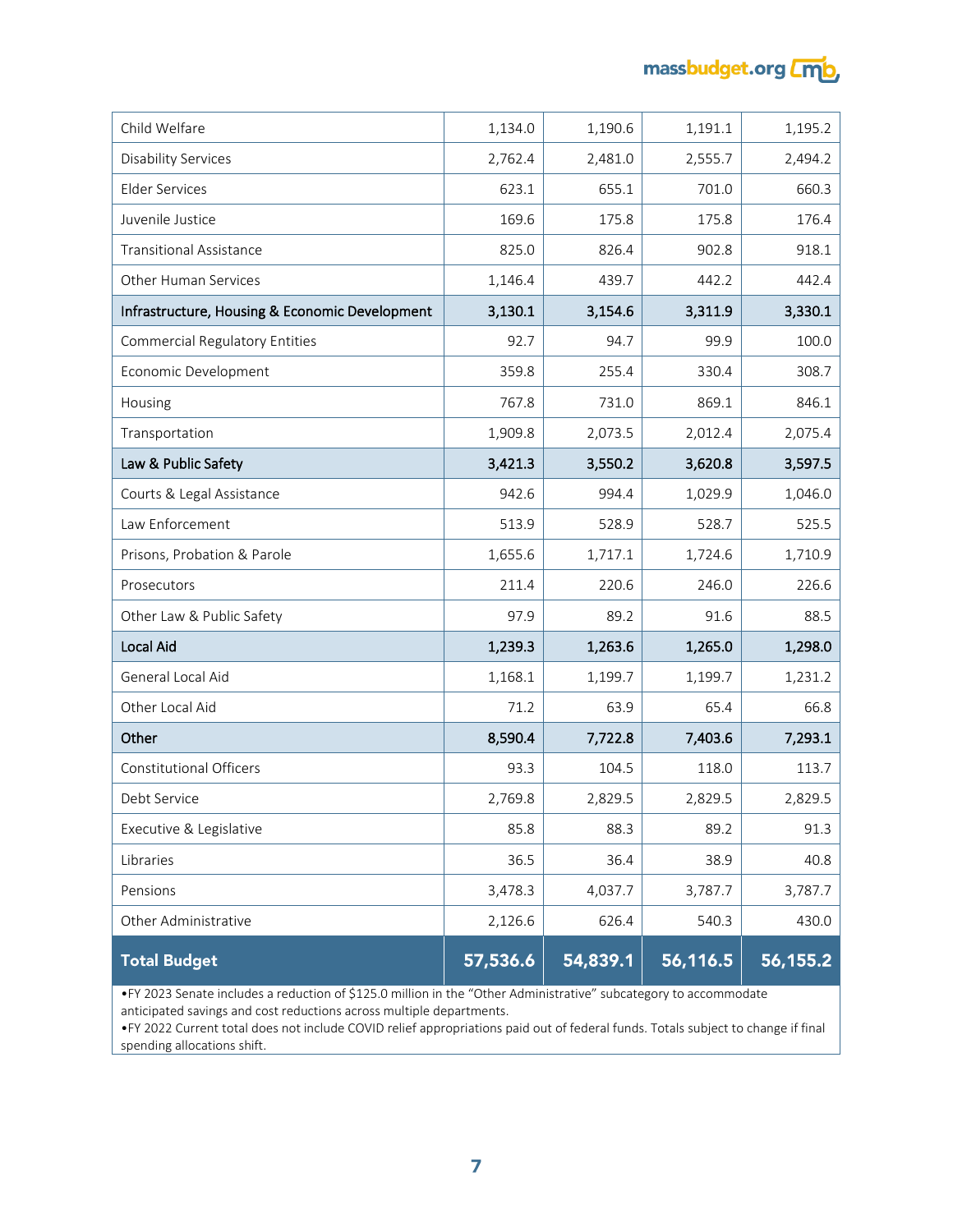| | | | | |
|---|---|---|---|---|
| Child Welfare | 1,134.0 | 1,190.6 | 1,191.1 | 1,195.2 |
| Disability Services | 2,762.4 | 2,481.0 | 2,555.7 | 2,494.2 |
| Elder Services | 623.1 | 655.1 | 701.0 | 660.3 |
| Juvenile Justice | 169.6 | 175.8 | 175.8 | 176.4 |
| Transitional Assistance | 825.0 | 826.4 | 902.8 | 918.1 |
| Other Human Services | 1,146.4 | 439.7 | 442.2 | 442.4 |
| **Infrastructure, Housing & Economic Development** | **3,130.1** | **3,154.6** | **3,311.9** | **3,330.1** |
| Commercial Regulatory Entities | 92.7 | 94.7 | 99.9 | 100.0 |
| Economic Development | 359.8 | 255.4 | 330.4 | 308.7 |
| Housing | 767.8 | 731.0 | 869.1 | 846.1 |
| Transportation | 1,909.8 | 2,073.5 | 2,012.4 | 2,075.4 |
| **Law & Public Safety** | **3,421.3** | **3,550.2** | **3,620.8** | **3,597.5** |
| Courts & Legal Assistance | 942.6 | 994.4 | 1,029.9 | 1,046.0 |
| Law Enforcement | 513.9 | 528.9 | 528.7 | 525.5 |
| Prisons, Probation & Parole | 1,655.6 | 1,717.1 | 1,724.6 | 1,710.9 |
| Prosecutors | 211.4 | 220.6 | 246.0 | 226.6 |
| Other Law & Public Safety | 97.9 | 89.2 | 91.6 | 88.5 |
| **Local Aid** | **1,239.3** | **1,263.6** | **1,265.0** | **1,298.0** |
| General Local Aid | 1,168.1 | 1,199.7 | 1,199.7 | 1,231.2 |
| Other Local Aid | 71.2 | 63.9 | 65.4 | 66.8 |
| **Other** | **8,590.4** | **7,722.8** | **7,403.6** | **7,293.1** |
| Constitutional Officers | 93.3 | 104.5 | 118.0 | 113.7 |
| Debt Service | 2,769.8 | 2,829.5 | 2,829.5 | 2,829.5 |
| Executive & Legislative | 85.8 | 88.3 | 89.2 | 91.3 |
| Libraries | 36.5 | 36.4 | 38.9 | 40.8 |
| Pensions | 3,478.3 | 4,037.7 | 3,787.7 | 3,787.7 |
| Other Administrative | 2,126.6 | 626.4 | 540.3 | 430.0 |
| **Total Budget** | **57,536.6** | **54,839.1** | **56,116.5** | **56,155.2** |

•FY 2023 Senate includes a reduction of $125.0 million in the "Other Administrative" subcategory to accommodate anticipated savings and cost reductions across multiple departments.

•FY 2022 Current total does not include COVID relief appropriations paid out of federal funds. Totals subject to change if final spending allocations shift.